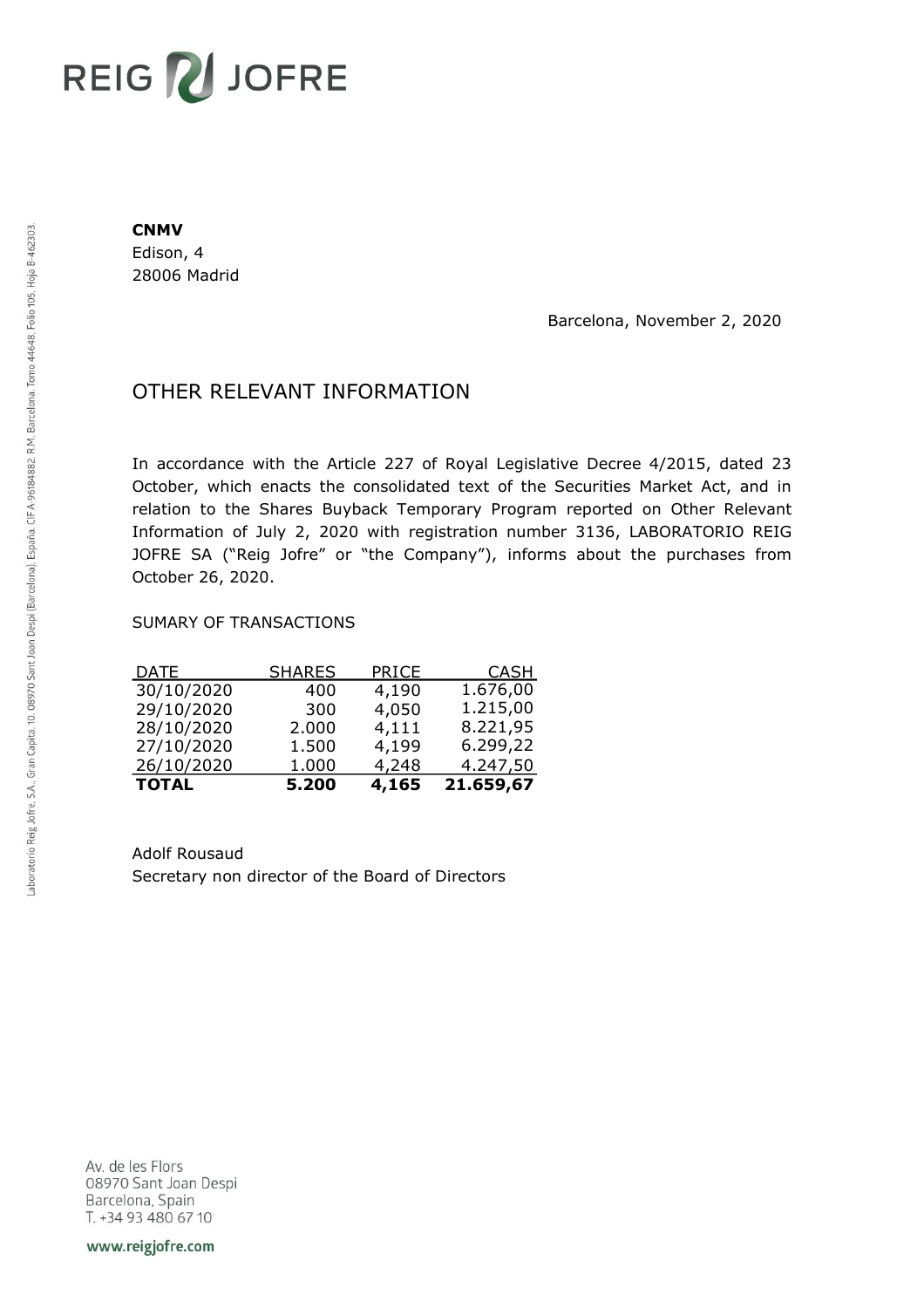REIG JOFRE

**CNMV**
Edison, 4
28006 Madrid

Barcelona, November 2, 2020

# OTHER RELEVANT INFORMATION

In accordance with the Article 227 of Royal Legislative Decree 4/2015, dated 23 October, which enacts the consolidated text of the Securities Market Act, and in relation to the Shares Buyback Temporary Program reported on Other Relevant Information of July 2, 2020 with registration number 3136, LABORATORIO REIG JOFRE SA ("Reig Jofre" or "the Company"), informs about the purchases from October 26, 2020.

SUMARY OF TRANSACTIONS

| DATE | SHARES | PRICE | CASH |
|---|---:|---:|---:|
| 30/10/2020 | 400 | 4,190 | 1.676,00 |
| 29/10/2020 | 300 | 4,050 | 1.215,00 |
| 28/10/2020 | 2.000 | 4,111 | 8.221,95 |
| 27/10/2020 | 1.500 | 4,199 | 6.299,22 |
| 26/10/2020 | 1.000 | 4,248 | 4.247,50 |
| **TOTAL** | **5.200** | **4,165** | **21.659,67** |

Adolf Rousaud
Secretary non director of the Board of Directors

Laboratorio Reig Jofre, S.A., Gran Capità, 10, 08970 Sant Joan Despí (Barcelona), España. CIF A-96184882. R.M. Barcelona, Tomo 44648, Folio 105, Hoja B-462303.

Av. de les Flors
08970 Sant Joan Despi
Barcelona, Spain
T. +34 93 480 67 10

www.reigjofre.com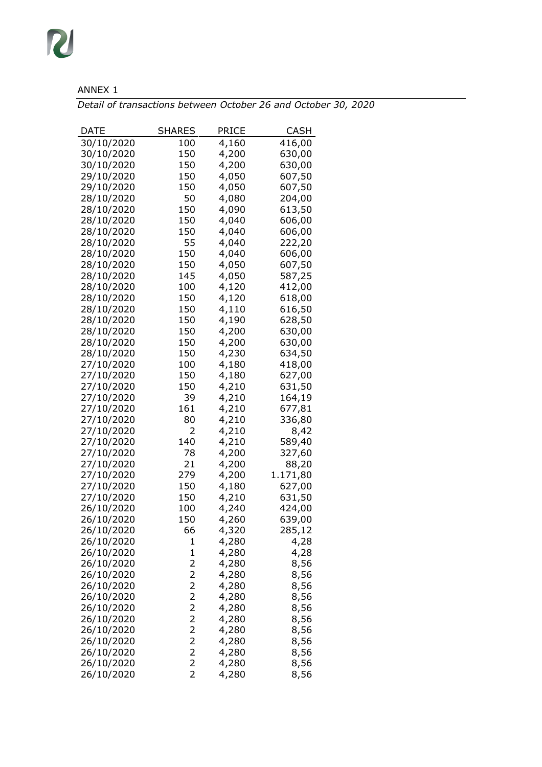ANNEX 1

*Detail of transactions between October 26 and October 30, 2020*

| DATE | SHARES | PRICE | CASH |
|---|---|---|---|
| 30/10/2020 | 100 | 4,160 | 416,00 |
| 30/10/2020 | 150 | 4,200 | 630,00 |
| 30/10/2020 | 150 | 4,200 | 630,00 |
| 29/10/2020 | 150 | 4,050 | 607,50 |
| 29/10/2020 | 150 | 4,050 | 607,50 |
| 28/10/2020 | 50 | 4,080 | 204,00 |
| 28/10/2020 | 150 | 4,090 | 613,50 |
| 28/10/2020 | 150 | 4,040 | 606,00 |
| 28/10/2020 | 150 | 4,040 | 606,00 |
| 28/10/2020 | 55 | 4,040 | 222,20 |
| 28/10/2020 | 150 | 4,040 | 606,00 |
| 28/10/2020 | 150 | 4,050 | 607,50 |
| 28/10/2020 | 145 | 4,050 | 587,25 |
| 28/10/2020 | 100 | 4,120 | 412,00 |
| 28/10/2020 | 150 | 4,120 | 618,00 |
| 28/10/2020 | 150 | 4,110 | 616,50 |
| 28/10/2020 | 150 | 4,190 | 628,50 |
| 28/10/2020 | 150 | 4,200 | 630,00 |
| 28/10/2020 | 150 | 4,200 | 630,00 |
| 28/10/2020 | 150 | 4,230 | 634,50 |
| 27/10/2020 | 100 | 4,180 | 418,00 |
| 27/10/2020 | 150 | 4,180 | 627,00 |
| 27/10/2020 | 150 | 4,210 | 631,50 |
| 27/10/2020 | 39 | 4,210 | 164,19 |
| 27/10/2020 | 161 | 4,210 | 677,81 |
| 27/10/2020 | 80 | 4,210 | 336,80 |
| 27/10/2020 | 2 | 4,210 | 8,42 |
| 27/10/2020 | 140 | 4,210 | 589,40 |
| 27/10/2020 | 78 | 4,200 | 327,60 |
| 27/10/2020 | 21 | 4,200 | 88,20 |
| 27/10/2020 | 279 | 4,200 | 1.171,80 |
| 27/10/2020 | 150 | 4,180 | 627,00 |
| 27/10/2020 | 150 | 4,210 | 631,50 |
| 26/10/2020 | 100 | 4,240 | 424,00 |
| 26/10/2020 | 150 | 4,260 | 639,00 |
| 26/10/2020 | 66 | 4,320 | 285,12 |
| 26/10/2020 | 1 | 4,280 | 4,28 |
| 26/10/2020 | 1 | 4,280 | 4,28 |
| 26/10/2020 | 2 | 4,280 | 8,56 |
| 26/10/2020 | 2 | 4,280 | 8,56 |
| 26/10/2020 | 2 | 4,280 | 8,56 |
| 26/10/2020 | 2 | 4,280 | 8,56 |
| 26/10/2020 | 2 | 4,280 | 8,56 |
| 26/10/2020 | 2 | 4,280 | 8,56 |
| 26/10/2020 | 2 | 4,280 | 8,56 |
| 26/10/2020 | 2 | 4,280 | 8,56 |
| 26/10/2020 | 2 | 4,280 | 8,56 |
| 26/10/2020 | 2 | 4,280 | 8,56 |
| 26/10/2020 | 2 | 4,280 | 8,56 |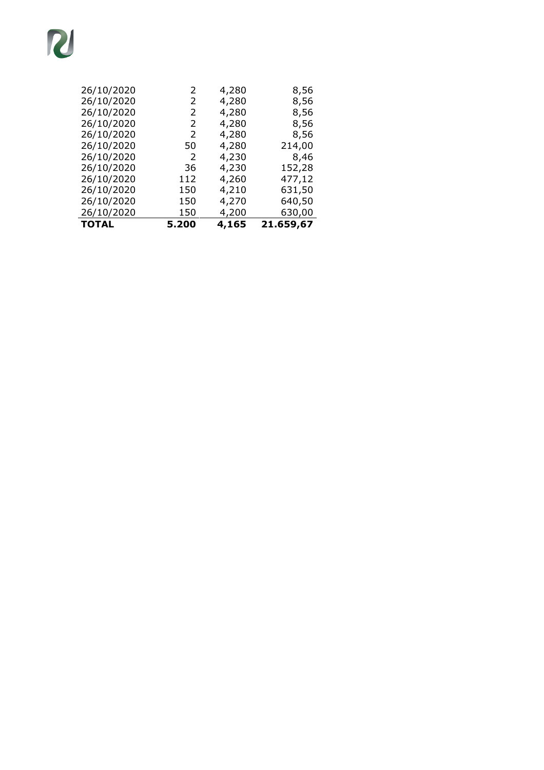| | | | |
|---|---|---|---|
| 26/10/2020 | 2 | 4,280 | 8,56 |
| 26/10/2020 | 2 | 4,280 | 8,56 |
| 26/10/2020 | 2 | 4,280 | 8,56 |
| 26/10/2020 | 2 | 4,280 | 8,56 |
| 26/10/2020 | 2 | 4,280 | 8,56 |
| 26/10/2020 | 50 | 4,280 | 214,00 |
| 26/10/2020 | 2 | 4,230 | 8,46 |
| 26/10/2020 | 36 | 4,230 | 152,28 |
| 26/10/2020 | 112 | 4,260 | 477,12 |
| 26/10/2020 | 150 | 4,210 | 631,50 |
| 26/10/2020 | 150 | 4,270 | 640,50 |
| 26/10/2020 | 150 | 4,200 | 630,00 |
| **TOTAL** | **5.200** | **4,165** | **21.659,67** |